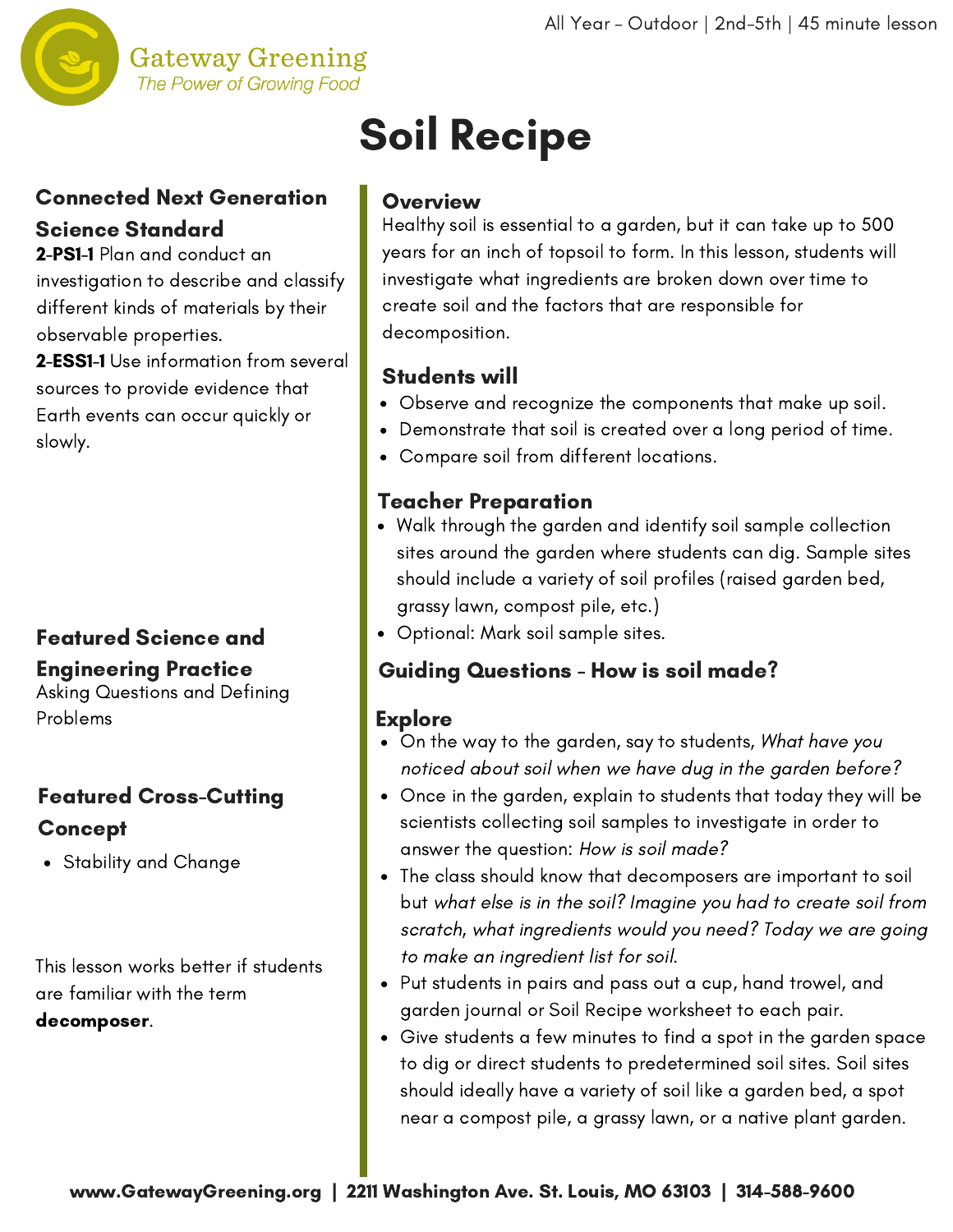All Year - Outdoor | 2nd-5th | 45 minute lesson

Gateway Greening
*The Power of Growing Food*

# Soil Recipe

### Connected Next Generation Science Standard

**2-PS1-1** Plan and conduct an investigation to describe and classify different kinds of materials by their observable properties.

**2-ESS1-1** Use information from several sources to provide evidence that Earth events can occur quickly or slowly.

### Featured Science and Engineering Practice

Asking Questions and Defining Problems

### Featured Cross-Cutting Concept

- Stability and Change

This lesson works better if students are familiar with the term **decomposer**.

### Overview

Healthy soil is essential to a garden, but it can take up to 500 years for an inch of topsoil to form. In this lesson, students will investigate what ingredients are broken down over time to create soil and the factors that are responsible for decomposition.

### Students will

- Observe and recognize the components that make up soil.
- Demonstrate that soil is created over a long period of time.
- Compare soil from different locations.

### Teacher Preparation

- Walk through the garden and identify soil sample collection sites around the garden where students can dig. Sample sites should include a variety of soil profiles (raised garden bed, grassy lawn, compost pile, etc.)
- Optional: Mark soil sample sites.

### Guiding Questions - How is soil made?

### Explore

- On the way to the garden, say to students, *What have you noticed about soil when we have dug in the garden before?*
- Once in the garden, explain to students that today they will be scientists collecting soil samples to investigate in order to answer the question: *How is soil made?*
- The class should know that decomposers are important to soil but *what else is in the soil? Imagine you had to create soil from scratch, what ingredients would you need? Today we are going to make an ingredient list for soil.*
- Put students in pairs and pass out a cup, hand trowel, and garden journal or Soil Recipe worksheet to each pair.
- Give students a few minutes to find a spot in the garden space to dig or direct students to predetermined soil sites. Soil sites should ideally have a variety of soil like a garden bed, a spot near a compost pile, a grassy lawn, or a native plant garden.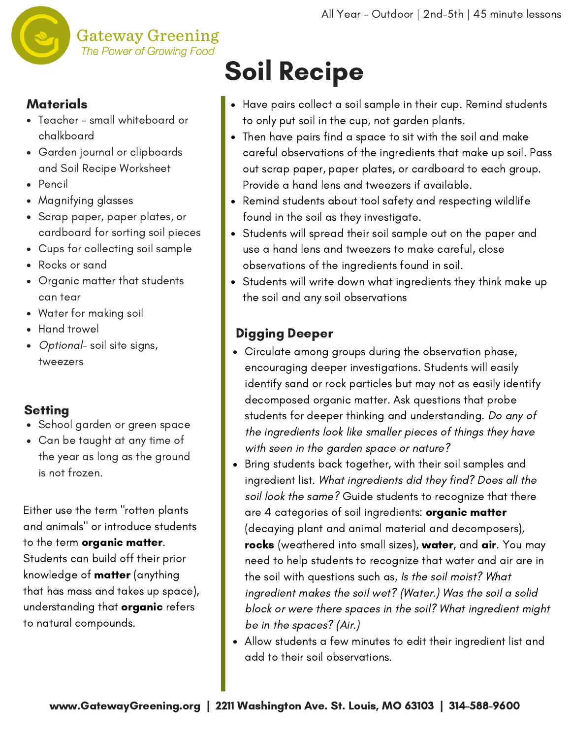# Soil Recipe

All Year - Outdoor | 2nd-5th | 45 minute lessons

## Materials

- Teacher - small whiteboard or chalkboard
- Garden journal or clipboards and Soil Recipe Worksheet
- Pencil
- Magnifying glasses
- Scrap paper, paper plates, or cardboard for sorting soil pieces
- Cups for collecting soil sample
- Rocks or sand
- Organic matter that students can tear
- Water for making soil
- Hand trowel
- *Optional*- soil site signs, tweezers

## Setting

- School garden or green space
- Can be taught at any time of the year as long as the ground is not frozen.

Either use the term "rotten plants and animals" or introduce students to the term **organic matter**. Students can build off their prior knowledge of **matter** (anything that has mass and takes up space), understanding that **organic** refers to natural compounds.

- Have pairs collect a soil sample in their cup. Remind students to only put soil in the cup, not garden plants.
- Then have pairs find a space to sit with the soil and make careful observations of the ingredients that make up soil. Pass out scrap paper, paper plates, or cardboard to each group. Provide a hand lens and tweezers if available.
- Remind students about tool safety and respecting wildlife found in the soil as they investigate.
- Students will spread their soil sample out on the paper and use a hand lens and tweezers to make careful, close observations of the ingredients found in soil.
- Students will write down what ingredients they think make up the soil and any soil observations

## Digging Deeper

- Circulate among groups during the observation phase, encouraging deeper investigations. Students will easily identify sand or rock particles but may not as easily identify decomposed organic matter. Ask questions that probe students for deeper thinking and understanding. *Do any of the ingredients look like smaller pieces of things they have with seen in the garden space or nature?*
- Bring students back together, with their soil samples and ingredient list. *What ingredients did they find? Does all the soil look the same?* Guide students to recognize that there are 4 categories of soil ingredients: **organic matter** (decaying plant and animal material and decomposers), **rocks** (weathered into small sizes), **water**, and **air**. You may need to help students to recognize that water and air are in the soil with questions such as, *Is the soil moist? What ingredient makes the soil wet? (Water.) Was the soil a solid block or were there spaces in the soil? What ingredient might be in the spaces? (Air.)*
- Allow students a few minutes to edit their ingredient list and add to their soil observations.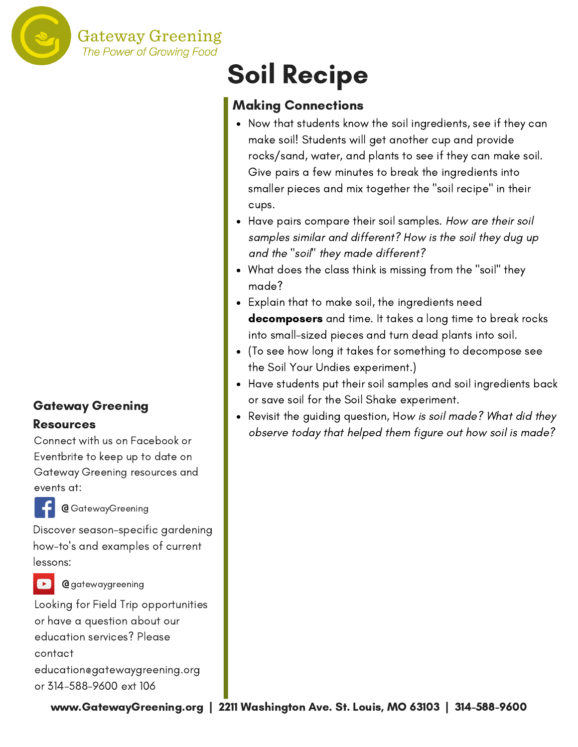Gateway Greening

The Power of Growing Food

# Soil Recipe

### Making Connections

- Now that students know the soil ingredients, see if they can make soil! Students will get another cup and provide rocks/sand, water, and plants to see if they can make soil. Give pairs a few minutes to break the ingredients into smaller pieces and mix together the "soil recipe" in their cups.
- Have pairs compare their soil samples. *How are their soil samples similar and different? How is the soil they dug up and the "soil" they made different?*
- What does the class think is missing from the "soil" they made?
- Explain that to make soil, the ingredients need **decomposers** and time. It takes a long time to break rocks into small-sized pieces and turn dead plants into soil.
- (To see how long it takes for something to decompose see the Soil Your Undies experiment.)
- Have students put their soil samples and soil ingredients back or save soil for the Soil Shake experiment.
- Revisit the guiding question, How *is soil made? What did they observe today that helped them figure out how soil is made?*

### Gateway Greening Resources

Connect with us on Facebook or Eventbrite to keep up to date on Gateway Greening resources and events at:

@GatewayGreening

Discover season-specific gardening how-to's and examples of current lessons:

@gatewaygreening

Looking for Field Trip opportunities or have a question about our education services? Please contact education@gatewaygreening.org or 314-588-9600 ext 106

www.GatewayGreening.org | 2211 Washington Ave. St. Louis, MO 63103 | 314-588-9600